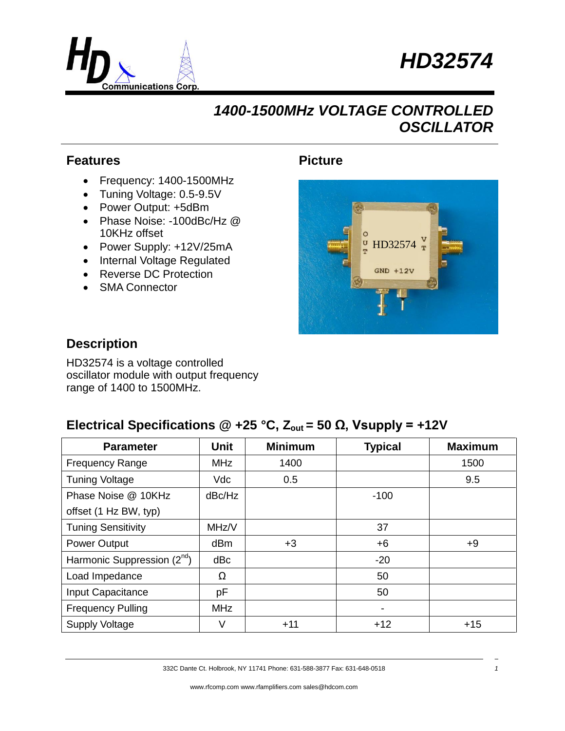# HD32574

## 1400-1500MHz VOLTAGE CONTROLLED OSCILLATOR

### Features

- Frequency: 1400-1500MHz
- Tuning Voltage: 0.5-9.5V
- Power Output: +5dBm
- Phase Noise: -100dBc/Hz @ 10KHz offset
- Power Supply: +12V/25mA
- Internal Voltage Regulated
- Reverse DC Protection
- SMA Connector

### Picture

### Description

HD32574 is a voltage controlled oscillator module with output frequency range of 1400 to 1500MHz.

### Electrical Specifications @ +25 °C, $Z_{out}$ = 50 Ω, Vsupply = +12V

| Parameter | Unit | Minimum | Typical | Maximum |
|---|---|---|---|---|
| Frequency Range | MHz | 1400 | | 1500 |
| Tuning Voltage | Vdc | 0.5 | | 9.5 |
| Phase Noise @ 10KHz offset (1 Hz BW, typ) | dBc/Hz | | -100 | |
| Tuning Sensitivity | MHz/V | | 37 | |
| Power Output | dBm | +3 | +6 | +9 |
| Harmonic Suppression ($2^{nd}$) | dBc | | -20 | |
| Load Impedance | Ω | | 50 | |
| Input Capacitance | pF | | 50 | |
| Frequency Pulling | MHz | | - | |
| Supply Voltage | V | +11 | +12 | +15 |

332C Dante Ct. Holbrook, NY 11741 Phone: 631-588-3877 Fax: 631-648-0518

www.rfcomp.com www.rfamplifiers.com sales@hdcom.com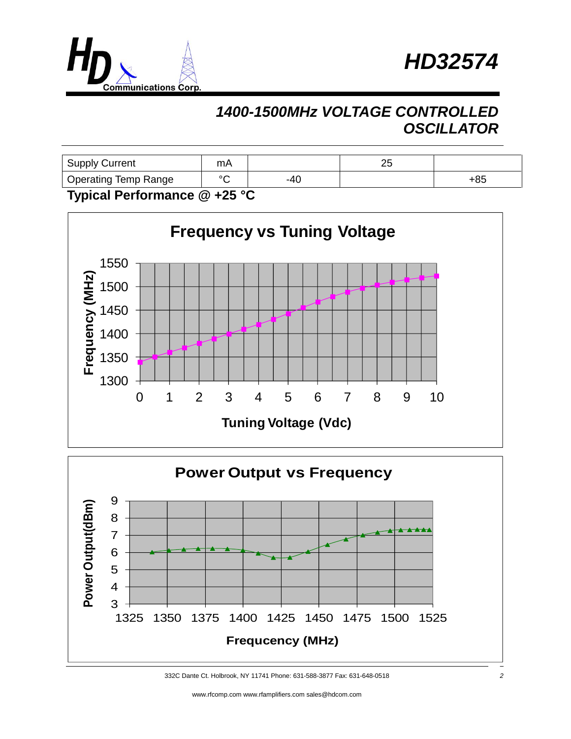# HD32574

## 1400-1500MHz VOLTAGE CONTROLLED OSCILLATOR

| Supply Current | mA | | 25 | |
|---|---|---|---|---|
| Operating Temp Range | °C | -40 | | +85 |

**Typical Performance @ +25 °C**

**Frequency vs Tuning Voltage**

Frequency (MHz)

Tuning Voltage (Vdc)

**Power Output vs Frequency**

Power Output(dBm)

Frequcency (MHz)

332C Dante Ct. Holbrook, NY 11741 Phone: 631-588-3877 Fax: 631-648-0518

www.rfcomp.com www.rfamplifiers.com sales@hdcom.com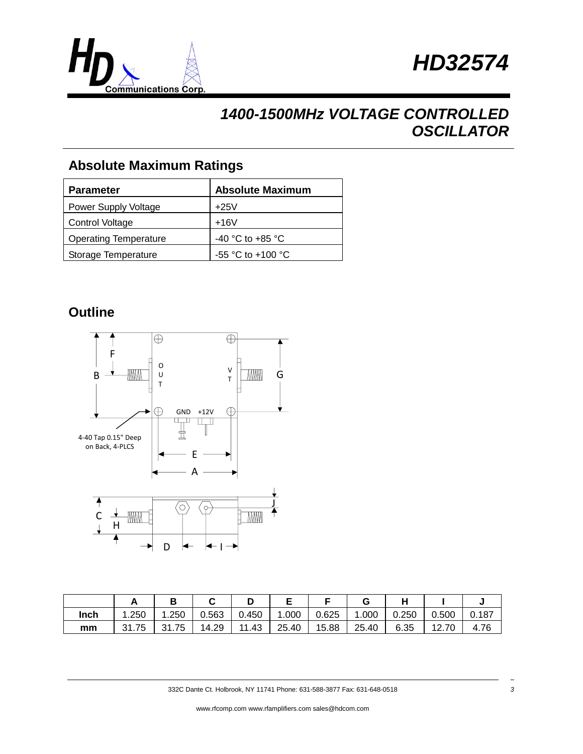# HD32574

## 1400-1500MHz VOLTAGE CONTROLLED OSCILLATOR

## Absolute Maximum Ratings

| Parameter | Absolute Maximum |
|---|---|
| Power Supply Voltage | +25V |
| Control Voltage | +16V |
| Operating Temperature | -40 °C to +85 °C |
| Storage Temperature | -55 °C to +100 °C |

## Outline

F
B
O
U
T
V
T
G
GND
+12V
4-40 Tap 0.15" Deep on Back, 4-PLCS
E
A
J
C
H
D
I

| | A | B | C | D | E | F | G | H | I | J |
|---|---|---|---|---|---|---|---|---|---|---|
| **Inch** | 1.250 | 1.250 | 0.563 | 0.450 | 1.000 | 0.625 | 1.000 | 0.250 | 0.500 | 0.187 |
| **mm** | 31.75 | 31.75 | 14.29 | 11.43 | 25.40 | 15.88 | 25.40 | 6.35 | 12.70 | 4.76 |

332C Dante Ct. Holbrook, NY 11741 Phone: 631-588-3877 Fax: 631-648-0518

www.rfcomp.com www.rfamplifiers.com sales@hdcom.com